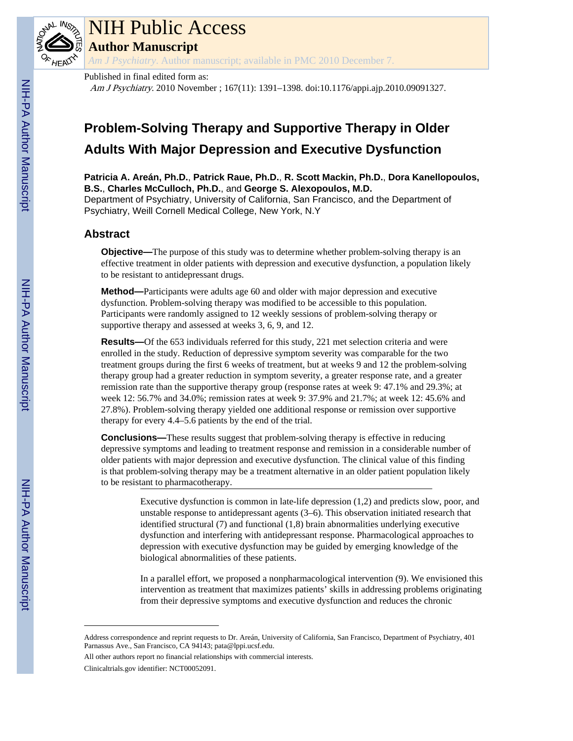# NIH Public Access

## Author Manuscript

*Am J Psychiatry*. Author manuscript; available in PMC 2010 December 7.

Published in final edited form as:

*Am J Psychiatry*. 2010 November ; 167(11): 1391–1398. doi:10.1176/appi.ajp.2010.09091327.

# Problem-Solving Therapy and Supportive Therapy in Older Adults With Major Depression and Executive Dysfunction

**Patricia A. Areán, Ph.D.**, **Patrick Raue, Ph.D.**, **R. Scott Mackin, Ph.D.**, **Dora Kanellopoulos, B.S.**, **Charles McCulloch, Ph.D.**, and **George S. Alexopoulos, M.D.**

Department of Psychiatry, University of California, San Francisco, and the Department of Psychiatry, Weill Cornell Medical College, New York, N.Y

## Abstract

**Objective—**The purpose of this study was to determine whether problem-solving therapy is an effective treatment in older patients with depression and executive dysfunction, a population likely to be resistant to antidepressant drugs.

**Method—**Participants were adults age 60 and older with major depression and executive dysfunction. Problem-solving therapy was modified to be accessible to this population. Participants were randomly assigned to 12 weekly sessions of problem-solving therapy or supportive therapy and assessed at weeks 3, 6, 9, and 12.

**Results—**Of the 653 individuals referred for this study, 221 met selection criteria and were enrolled in the study. Reduction of depressive symptom severity was comparable for the two treatment groups during the first 6 weeks of treatment, but at weeks 9 and 12 the problem-solving therapy group had a greater reduction in symptom severity, a greater response rate, and a greater remission rate than the supportive therapy group (response rates at week 9: 47.1% and 29.3%; at week 12: 56.7% and 34.0%; remission rates at week 9: 37.9% and 21.7%; at week 12: 45.6% and 27.8%). Problem-solving therapy yielded one additional response or remission over supportive therapy for every 4.4–5.6 patients by the end of the trial.

**Conclusions—**These results suggest that problem-solving therapy is effective in reducing depressive symptoms and leading to treatment response and remission in a considerable number of older patients with major depression and executive dysfunction. The clinical value of this finding is that problem-solving therapy may be a treatment alternative in an older patient population likely to be resistant to pharmacotherapy.

Executive dysfunction is common in late-life depression (1,2) and predicts slow, poor, and unstable response to antidepressant agents (3–6). This observation initiated research that identified structural (7) and functional (1,8) brain abnormalities underlying executive dysfunction and interfering with antidepressant response. Pharmacological approaches to depression with executive dysfunction may be guided by emerging knowledge of the biological abnormalities of these patients.

In a parallel effort, we proposed a nonpharmacological intervention (9). We envisioned this intervention as treatment that maximizes patients' skills in addressing problems originating from their depressive symptoms and executive dysfunction and reduces the chronic

---

Address correspondence and reprint requests to Dr. Areán, University of California, San Francisco, Department of Psychiatry, 401 Parnassus Ave., San Francisco, CA 94143; pata@lppi.ucsf.edu.

All other authors report no financial relationships with commercial interests.

Clinicaltrials.gov identifier: NCT00052091.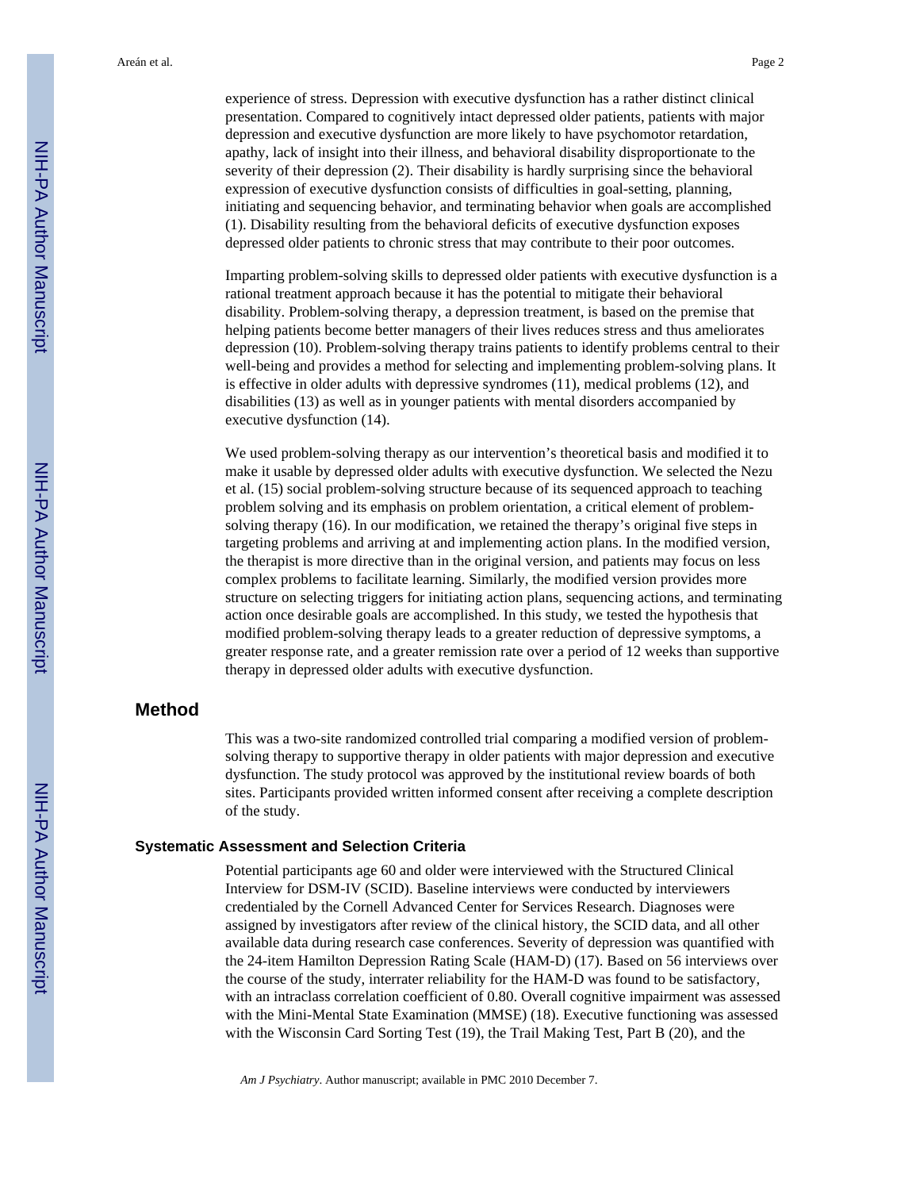experience of stress. Depression with executive dysfunction has a rather distinct clinical presentation. Compared to cognitively intact depressed older patients, patients with major depression and executive dysfunction are more likely to have psychomotor retardation, apathy, lack of insight into their illness, and behavioral disability disproportionate to the severity of their depression (2). Their disability is hardly surprising since the behavioral expression of executive dysfunction consists of difficulties in goal-setting, planning, initiating and sequencing behavior, and terminating behavior when goals are accomplished (1). Disability resulting from the behavioral deficits of executive dysfunction exposes depressed older patients to chronic stress that may contribute to their poor outcomes.

Imparting problem-solving skills to depressed older patients with executive dysfunction is a rational treatment approach because it has the potential to mitigate their behavioral disability. Problem-solving therapy, a depression treatment, is based on the premise that helping patients become better managers of their lives reduces stress and thus ameliorates depression (10). Problem-solving therapy trains patients to identify problems central to their well-being and provides a method for selecting and implementing problem-solving plans. It is effective in older adults with depressive syndromes (11), medical problems (12), and disabilities (13) as well as in younger patients with mental disorders accompanied by executive dysfunction (14).

We used problem-solving therapy as our intervention's theoretical basis and modified it to make it usable by depressed older adults with executive dysfunction. We selected the Nezu et al. (15) social problem-solving structure because of its sequenced approach to teaching problem solving and its emphasis on problem orientation, a critical element of problem-solving therapy (16). In our modification, we retained the therapy's original five steps in targeting problems and arriving at and implementing action plans. In the modified version, the therapist is more directive than in the original version, and patients may focus on less complex problems to facilitate learning. Similarly, the modified version provides more structure on selecting triggers for initiating action plans, sequencing actions, and terminating action once desirable goals are accomplished. In this study, we tested the hypothesis that modified problem-solving therapy leads to a greater reduction of depressive symptoms, a greater response rate, and a greater remission rate over a period of 12 weeks than supportive therapy in depressed older adults with executive dysfunction.

## Method

This was a two-site randomized controlled trial comparing a modified version of problem-solving therapy to supportive therapy in older patients with major depression and executive dysfunction. The study protocol was approved by the institutional review boards of both sites. Participants provided written informed consent after receiving a complete description of the study.

### Systematic Assessment and Selection Criteria

Potential participants age 60 and older were interviewed with the Structured Clinical Interview for DSM-IV (SCID). Baseline interviews were conducted by interviewers credentialed by the Cornell Advanced Center for Services Research. Diagnoses were assigned by investigators after review of the clinical history, the SCID data, and all other available data during research case conferences. Severity of depression was quantified with the 24-item Hamilton Depression Rating Scale (HAM-D) (17). Based on 56 interviews over the course of the study, interrater reliability for the HAM-D was found to be satisfactory, with an intraclass correlation coefficient of 0.80. Overall cognitive impairment was assessed with the Mini-Mental State Examination (MMSE) (18). Executive functioning was assessed with the Wisconsin Card Sorting Test (19), the Trail Making Test, Part B (20), and the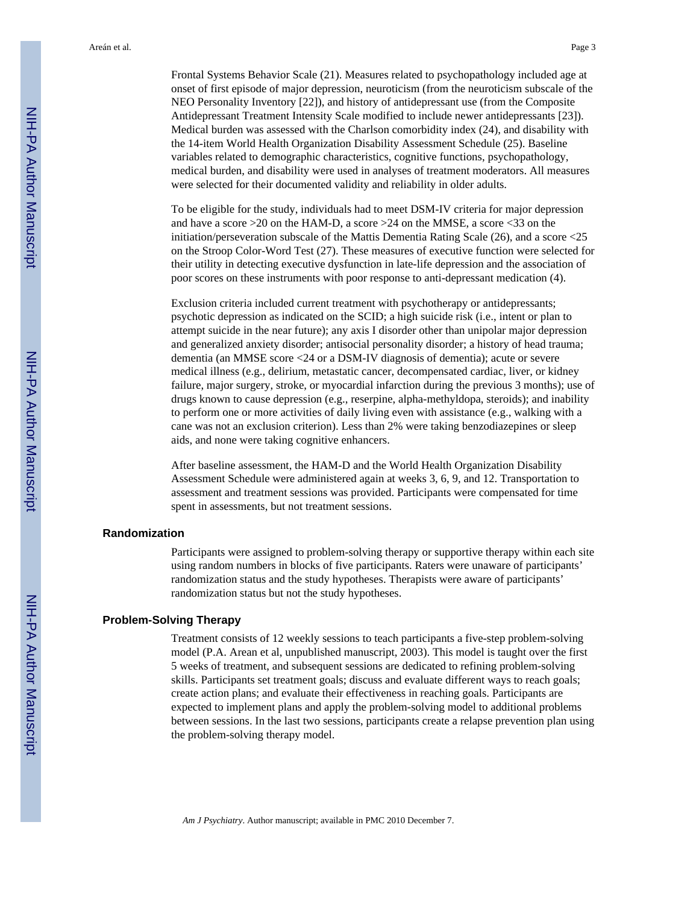Frontal Systems Behavior Scale (21). Measures related to psychopathology included age at onset of first episode of major depression, neuroticism (from the neuroticism subscale of the NEO Personality Inventory [22]), and history of antidepressant use (from the Composite Antidepressant Treatment Intensity Scale modified to include newer antidepressants [23]). Medical burden was assessed with the Charlson comorbidity index (24), and disability with the 14-item World Health Organization Disability Assessment Schedule (25). Baseline variables related to demographic characteristics, cognitive functions, psychopathology, medical burden, and disability were used in analyses of treatment moderators. All measures were selected for their documented validity and reliability in older adults.

To be eligible for the study, individuals had to meet DSM-IV criteria for major depression and have a score >20 on the HAM-D, a score >24 on the MMSE, a score <33 on the initiation/perseveration subscale of the Mattis Dementia Rating Scale (26), and a score <25 on the Stroop Color-Word Test (27). These measures of executive function were selected for their utility in detecting executive dysfunction in late-life depression and the association of poor scores on these instruments with poor response to anti-depressant medication (4).

Exclusion criteria included current treatment with psychotherapy or antidepressants; psychotic depression as indicated on the SCID; a high suicide risk (i.e., intent or plan to attempt suicide in the near future); any axis I disorder other than unipolar major depression and generalized anxiety disorder; antisocial personality disorder; a history of head trauma; dementia (an MMSE score <24 or a DSM-IV diagnosis of dementia); acute or severe medical illness (e.g., delirium, metastatic cancer, decompensated cardiac, liver, or kidney failure, major surgery, stroke, or myocardial infarction during the previous 3 months); use of drugs known to cause depression (e.g., reserpine, alpha-methyldopa, steroids); and inability to perform one or more activities of daily living even with assistance (e.g., walking with a cane was not an exclusion criterion). Less than 2% were taking benzodiazepines or sleep aids, and none were taking cognitive enhancers.

After baseline assessment, the HAM-D and the World Health Organization Disability Assessment Schedule were administered again at weeks 3, 6, 9, and 12. Transportation to assessment and treatment sessions was provided. Participants were compensated for time spent in assessments, but not treatment sessions.

## Randomization

Participants were assigned to problem-solving therapy or supportive therapy within each site using random numbers in blocks of five participants. Raters were unaware of participants' randomization status and the study hypotheses. Therapists were aware of participants' randomization status but not the study hypotheses.

## Problem-Solving Therapy

Treatment consists of 12 weekly sessions to teach participants a five-step problem-solving model (P.A. Arean et al, unpublished manuscript, 2003). This model is taught over the first 5 weeks of treatment, and subsequent sessions are dedicated to refining problem-solving skills. Participants set treatment goals; discuss and evaluate different ways to reach goals; create action plans; and evaluate their effectiveness in reaching goals. Participants are expected to implement plans and apply the problem-solving model to additional problems between sessions. In the last two sessions, participants create a relapse prevention plan using the problem-solving therapy model.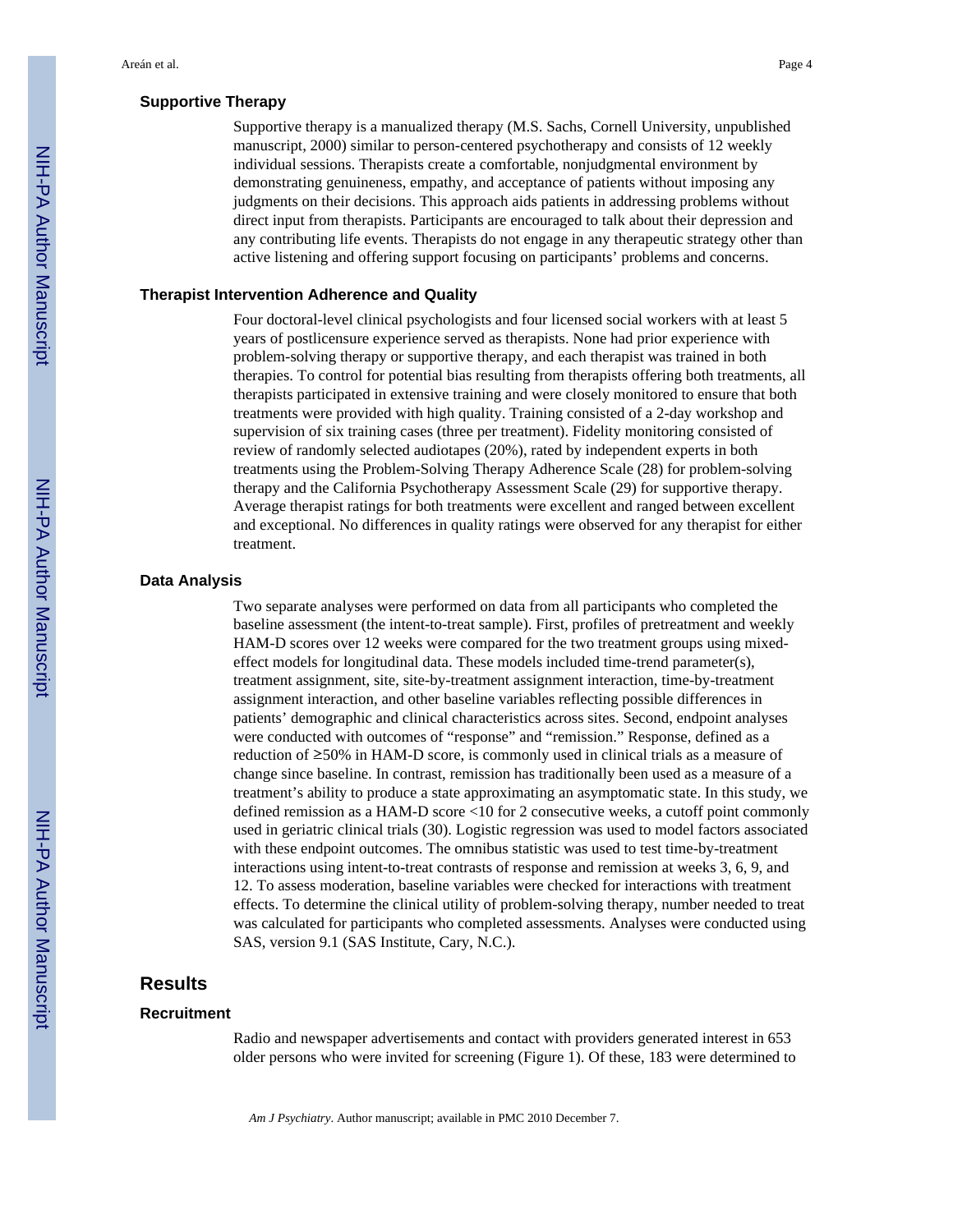### Supportive Therapy

Supportive therapy is a manualized therapy (M.S. Sachs, Cornell University, unpublished manuscript, 2000) similar to person-centered psychotherapy and consists of 12 weekly individual sessions. Therapists create a comfortable, nonjudgmental environment by demonstrating genuineness, empathy, and acceptance of patients without imposing any judgments on their decisions. This approach aids patients in addressing problems without direct input from therapists. Participants are encouraged to talk about their depression and any contributing life events. Therapists do not engage in any therapeutic strategy other than active listening and offering support focusing on participants' problems and concerns.

### Therapist Intervention Adherence and Quality

Four doctoral-level clinical psychologists and four licensed social workers with at least 5 years of postlicensure experience served as therapists. None had prior experience with problem-solving therapy or supportive therapy, and each therapist was trained in both therapies. To control for potential bias resulting from therapists offering both treatments, all therapists participated in extensive training and were closely monitored to ensure that both treatments were provided with high quality. Training consisted of a 2-day workshop and supervision of six training cases (three per treatment). Fidelity monitoring consisted of review of randomly selected audiotapes (20%), rated by independent experts in both treatments using the Problem-Solving Therapy Adherence Scale (28) for problem-solving therapy and the California Psychotherapy Assessment Scale (29) for supportive therapy. Average therapist ratings for both treatments were excellent and ranged between excellent and exceptional. No differences in quality ratings were observed for any therapist for either treatment.

### Data Analysis

Two separate analyses were performed on data from all participants who completed the baseline assessment (the intent-to-treat sample). First, profiles of pretreatment and weekly HAM-D scores over 12 weeks were compared for the two treatment groups using mixed-effect models for longitudinal data. These models included time-trend parameter(s), treatment assignment, site, site-by-treatment assignment interaction, time-by-treatment assignment interaction, and other baseline variables reflecting possible differences in patients' demographic and clinical characteristics across sites. Second, endpoint analyses were conducted with outcomes of "response" and "remission." Response, defined as a reduction of ≥50% in HAM-D score, is commonly used in clinical trials as a measure of change since baseline. In contrast, remission has traditionally been used as a measure of a treatment's ability to produce a state approximating an asymptomatic state. In this study, we defined remission as a HAM-D score <10 for 2 consecutive weeks, a cutoff point commonly used in geriatric clinical trials (30). Logistic regression was used to model factors associated with these endpoint outcomes. The omnibus statistic was used to test time-by-treatment interactions using intent-to-treat contrasts of response and remission at weeks 3, 6, 9, and 12. To assess moderation, baseline variables were checked for interactions with treatment effects. To determine the clinical utility of problem-solving therapy, number needed to treat was calculated for participants who completed assessments. Analyses were conducted using SAS, version 9.1 (SAS Institute, Cary, N.C.).

## Results

### Recruitment

Radio and newspaper advertisements and contact with providers generated interest in 653 older persons who were invited for screening (Figure 1). Of these, 183 were determined to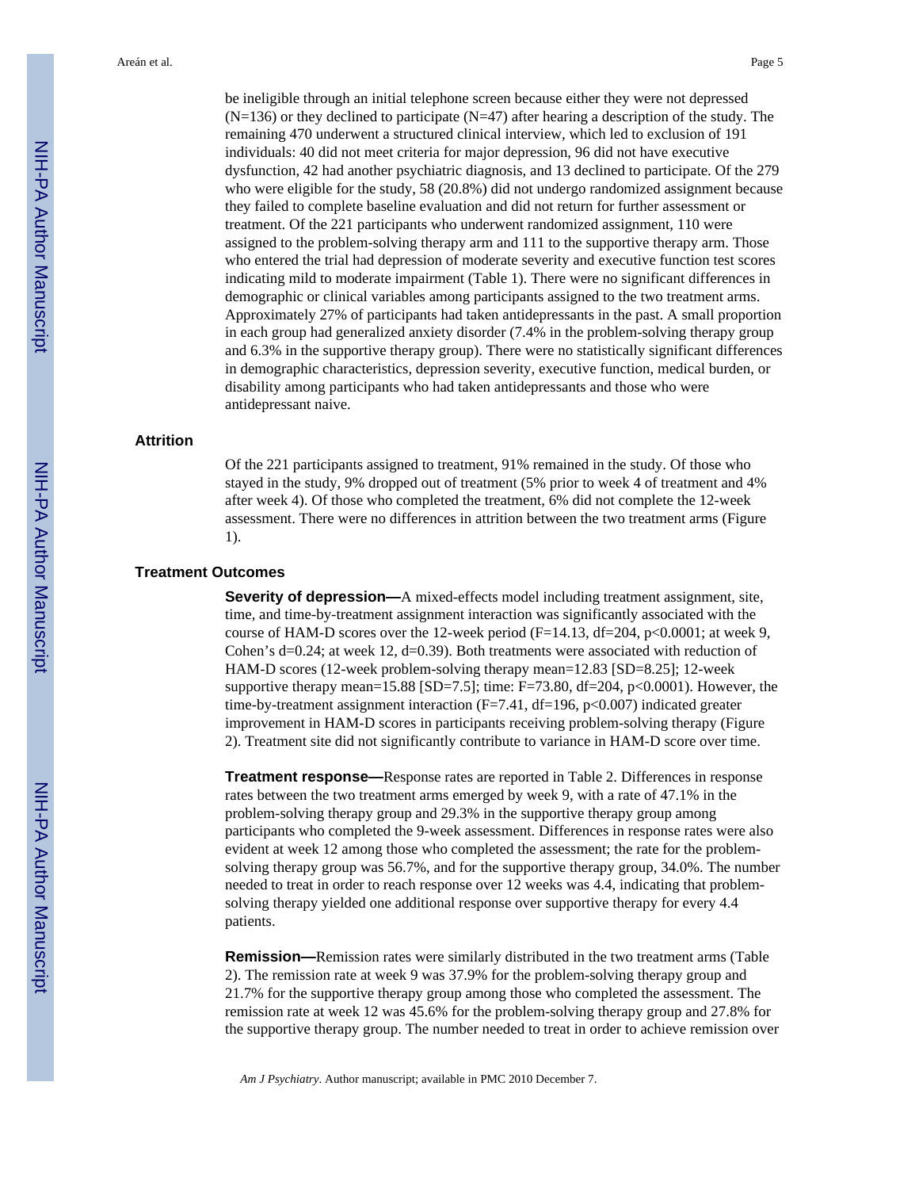be ineligible through an initial telephone screen because either they were not depressed (N=136) or they declined to participate (N=47) after hearing a description of the study. The remaining 470 underwent a structured clinical interview, which led to exclusion of 191 individuals: 40 did not meet criteria for major depression, 96 did not have executive dysfunction, 42 had another psychiatric diagnosis, and 13 declined to participate. Of the 279 who were eligible for the study, 58 (20.8%) did not undergo randomized assignment because they failed to complete baseline evaluation and did not return for further assessment or treatment. Of the 221 participants who underwent randomized assignment, 110 were assigned to the problem-solving therapy arm and 111 to the supportive therapy arm. Those who entered the trial had depression of moderate severity and executive function test scores indicating mild to moderate impairment (Table 1). There were no significant differences in demographic or clinical variables among participants assigned to the two treatment arms. Approximately 27% of participants had taken antidepressants in the past. A small proportion in each group had generalized anxiety disorder (7.4% in the problem-solving therapy group and 6.3% in the supportive therapy group). There were no statistically significant differences in demographic characteristics, depression severity, executive function, medical burden, or disability among participants who had taken antidepressants and those who were antidepressant naive.

## Attrition

Of the 221 participants assigned to treatment, 91% remained in the study. Of those who stayed in the study, 9% dropped out of treatment (5% prior to week 4 of treatment and 4% after week 4). Of those who completed the treatment, 6% did not complete the 12-week assessment. There were no differences in attrition between the two treatment arms (Figure 1).

## Treatment Outcomes

**Severity of depression—**A mixed-effects model including treatment assignment, site, time, and time-by-treatment assignment interaction was significantly associated with the course of HAM-D scores over the 12-week period ($F=14.13$, $df=204$, $p<0.0001$; at week 9, Cohen's $d=0.24$; at week 12, $d=0.39$). Both treatments were associated with reduction of HAM-D scores (12-week problem-solving therapy mean=12.83 [SD=8.25]; 12-week supportive therapy mean=15.88 [SD=7.5]; time: $F=73.80$, $df=204$, $p<0.0001$). However, the time-by-treatment assignment interaction ($F=7.41$, $df=196$, $p<0.007$) indicated greater improvement in HAM-D scores in participants receiving problem-solving therapy (Figure 2). Treatment site did not significantly contribute to variance in HAM-D score over time.

**Treatment response—**Response rates are reported in Table 2. Differences in response rates between the two treatment arms emerged by week 9, with a rate of 47.1% in the problem-solving therapy group and 29.3% in the supportive therapy group among participants who completed the 9-week assessment. Differences in response rates were also evident at week 12 among those who completed the assessment; the rate for the problem-solving therapy group was 56.7%, and for the supportive therapy group, 34.0%. The number needed to treat in order to reach response over 12 weeks was 4.4, indicating that problem-solving therapy yielded one additional response over supportive therapy for every 4.4 patients.

**Remission—**Remission rates were similarly distributed in the two treatment arms (Table 2). The remission rate at week 9 was 37.9% for the problem-solving therapy group and 21.7% for the supportive therapy group among those who completed the assessment. The remission rate at week 12 was 45.6% for the problem-solving therapy group and 27.8% for the supportive therapy group. The number needed to treat in order to achieve remission over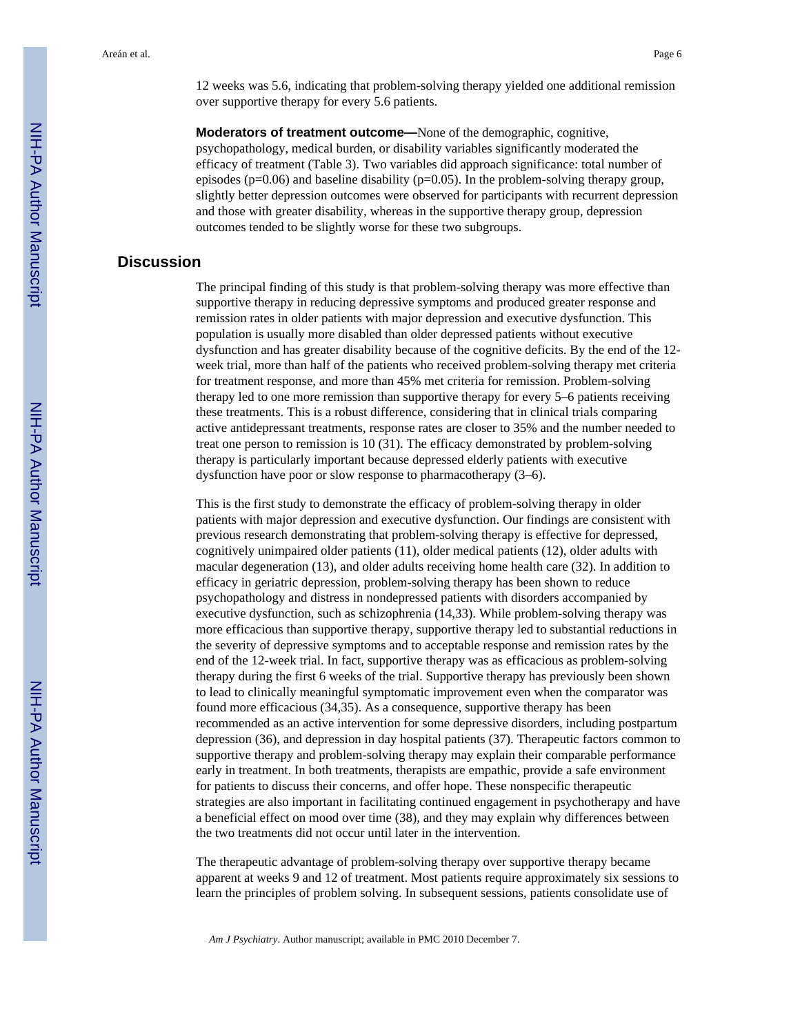12 weeks was 5.6, indicating that problem-solving therapy yielded one additional remission over supportive therapy for every 5.6 patients.

**Moderators of treatment outcome—**None of the demographic, cognitive, psychopathology, medical burden, or disability variables significantly moderated the efficacy of treatment (Table 3). Two variables did approach significance: total number of episodes ($p=0.06$) and baseline disability ($p=0.05$). In the problem-solving therapy group, slightly better depression outcomes were observed for participants with recurrent depression and those with greater disability, whereas in the supportive therapy group, depression outcomes tended to be slightly worse for these two subgroups.

## Discussion

The principal finding of this study is that problem-solving therapy was more effective than supportive therapy in reducing depressive symptoms and produced greater response and remission rates in older patients with major depression and executive dysfunction. This population is usually more disabled than older depressed patients without executive dysfunction and has greater disability because of the cognitive deficits. By the end of the 12-week trial, more than half of the patients who received problem-solving therapy met criteria for treatment response, and more than 45% met criteria for remission. Problem-solving therapy led to one more remission than supportive therapy for every 5–6 patients receiving these treatments. This is a robust difference, considering that in clinical trials comparing active antidepressant treatments, response rates are closer to 35% and the number needed to treat one person to remission is 10 (31). The efficacy demonstrated by problem-solving therapy is particularly important because depressed elderly patients with executive dysfunction have poor or slow response to pharmacotherapy (3–6).

This is the first study to demonstrate the efficacy of problem-solving therapy in older patients with major depression and executive dysfunction. Our findings are consistent with previous research demonstrating that problem-solving therapy is effective for depressed, cognitively unimpaired older patients (11), older medical patients (12), older adults with macular degeneration (13), and older adults receiving home health care (32). In addition to efficacy in geriatric depression, problem-solving therapy has been shown to reduce psychopathology and distress in nondepressed patients with disorders accompanied by executive dysfunction, such as schizophrenia (14,33). While problem-solving therapy was more efficacious than supportive therapy, supportive therapy led to substantial reductions in the severity of depressive symptoms and to acceptable response and remission rates by the end of the 12-week trial. In fact, supportive therapy was as efficacious as problem-solving therapy during the first 6 weeks of the trial. Supportive therapy has previously been shown to lead to clinically meaningful symptomatic improvement even when the comparator was found more efficacious (34,35). As a consequence, supportive therapy has been recommended as an active intervention for some depressive disorders, including postpartum depression (36), and depression in day hospital patients (37). Therapeutic factors common to supportive therapy and problem-solving therapy may explain their comparable performance early in treatment. In both treatments, therapists are empathic, provide a safe environment for patients to discuss their concerns, and offer hope. These nonspecific therapeutic strategies are also important in facilitating continued engagement in psychotherapy and have a beneficial effect on mood over time (38), and they may explain why differences between the two treatments did not occur until later in the intervention.

The therapeutic advantage of problem-solving therapy over supportive therapy became apparent at weeks 9 and 12 of treatment. Most patients require approximately six sessions to learn the principles of problem solving. In subsequent sessions, patients consolidate use of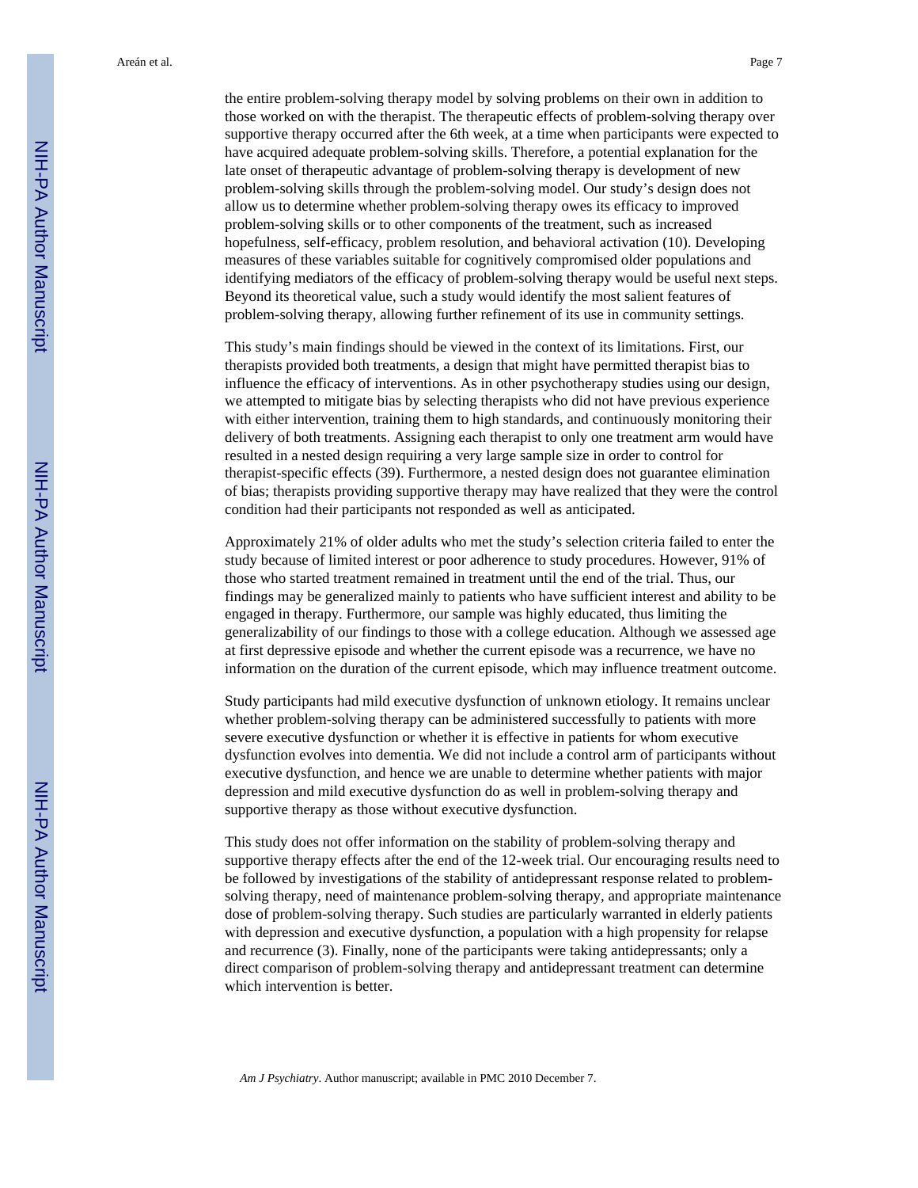the entire problem-solving therapy model by solving problems on their own in addition to those worked on with the therapist. The therapeutic effects of problem-solving therapy over supportive therapy occurred after the 6th week, at a time when participants were expected to have acquired adequate problem-solving skills. Therefore, a potential explanation for the late onset of therapeutic advantage of problem-solving therapy is development of new problem-solving skills through the problem-solving model. Our study's design does not allow us to determine whether problem-solving therapy owes its efficacy to improved problem-solving skills or to other components of the treatment, such as increased hopefulness, self-efficacy, problem resolution, and behavioral activation (10). Developing measures of these variables suitable for cognitively compromised older populations and identifying mediators of the efficacy of problem-solving therapy would be useful next steps. Beyond its theoretical value, such a study would identify the most salient features of problem-solving therapy, allowing further refinement of its use in community settings.

This study's main findings should be viewed in the context of its limitations. First, our therapists provided both treatments, a design that might have permitted therapist bias to influence the efficacy of interventions. As in other psychotherapy studies using our design, we attempted to mitigate bias by selecting therapists who did not have previous experience with either intervention, training them to high standards, and continuously monitoring their delivery of both treatments. Assigning each therapist to only one treatment arm would have resulted in a nested design requiring a very large sample size in order to control for therapist-specific effects (39). Furthermore, a nested design does not guarantee elimination of bias; therapists providing supportive therapy may have realized that they were the control condition had their participants not responded as well as anticipated.

Approximately 21% of older adults who met the study's selection criteria failed to enter the study because of limited interest or poor adherence to study procedures. However, 91% of those who started treatment remained in treatment until the end of the trial. Thus, our findings may be generalized mainly to patients who have sufficient interest and ability to be engaged in therapy. Furthermore, our sample was highly educated, thus limiting the generalizability of our findings to those with a college education. Although we assessed age at first depressive episode and whether the current episode was a recurrence, we have no information on the duration of the current episode, which may influence treatment outcome.

Study participants had mild executive dysfunction of unknown etiology. It remains unclear whether problem-solving therapy can be administered successfully to patients with more severe executive dysfunction or whether it is effective in patients for whom executive dysfunction evolves into dementia. We did not include a control arm of participants without executive dysfunction, and hence we are unable to determine whether patients with major depression and mild executive dysfunction do as well in problem-solving therapy and supportive therapy as those without executive dysfunction.

This study does not offer information on the stability of problem-solving therapy and supportive therapy effects after the end of the 12-week trial. Our encouraging results need to be followed by investigations of the stability of antidepressant response related to problem-solving therapy, need of maintenance problem-solving therapy, and appropriate maintenance dose of problem-solving therapy. Such studies are particularly warranted in elderly patients with depression and executive dysfunction, a population with a high propensity for relapse and recurrence (3). Finally, none of the participants were taking antidepressants; only a direct comparison of problem-solving therapy and antidepressant treatment can determine which intervention is better.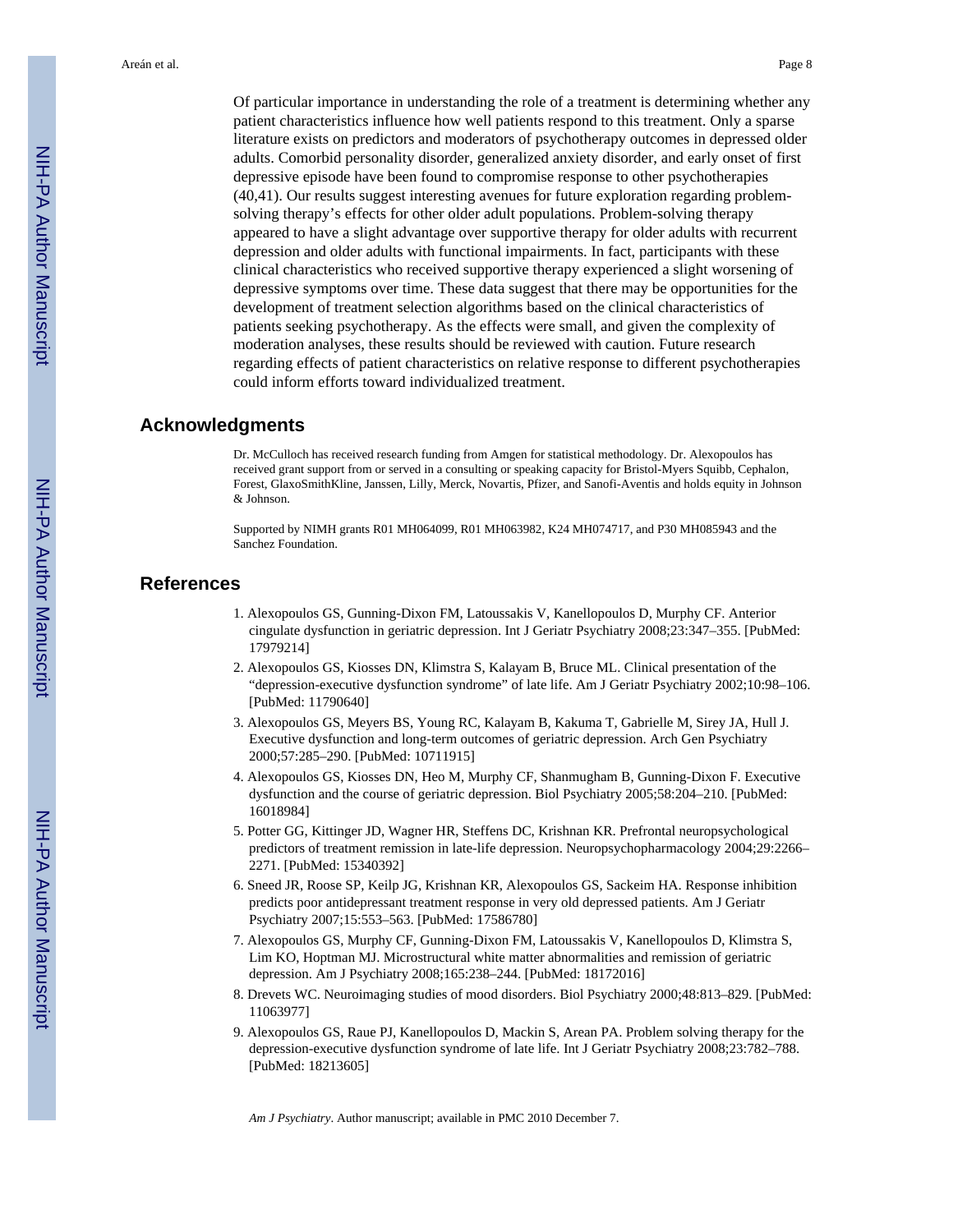Of particular importance in understanding the role of a treatment is determining whether any patient characteristics influence how well patients respond to this treatment. Only a sparse literature exists on predictors and moderators of psychotherapy outcomes in depressed older adults. Comorbid personality disorder, generalized anxiety disorder, and early onset of first depressive episode have been found to compromise response to other psychotherapies (40,41). Our results suggest interesting avenues for future exploration regarding problem-solving therapy's effects for other older adult populations. Problem-solving therapy appeared to have a slight advantage over supportive therapy for older adults with recurrent depression and older adults with functional impairments. In fact, participants with these clinical characteristics who received supportive therapy experienced a slight worsening of depressive symptoms over time. These data suggest that there may be opportunities for the development of treatment selection algorithms based on the clinical characteristics of patients seeking psychotherapy. As the effects were small, and given the complexity of moderation analyses, these results should be reviewed with caution. Future research regarding effects of patient characteristics on relative response to different psychotherapies could inform efforts toward individualized treatment.

## Acknowledgments

Dr. McCulloch has received research funding from Amgen for statistical methodology. Dr. Alexopoulos has received grant support from or served in a consulting or speaking capacity for Bristol-Myers Squibb, Cephalon, Forest, GlaxoSmithKline, Janssen, Lilly, Merck, Novartis, Pfizer, and Sanofi-Aventis and holds equity in Johnson & Johnson.

Supported by NIMH grants R01 MH064099, R01 MH063982, K24 MH074717, and P30 MH085943 and the Sanchez Foundation.

## References

1. Alexopoulos GS, Gunning-Dixon FM, Latoussakis V, Kanellopoulos D, Murphy CF. Anterior cingulate dysfunction in geriatric depression. Int J Geriatr Psychiatry 2008;23:347–355. [PubMed: 17979214]
2. Alexopoulos GS, Kiosses DN, Klimstra S, Kalayam B, Bruce ML. Clinical presentation of the "depression-executive dysfunction syndrome" of late life. Am J Geriatr Psychiatry 2002;10:98–106. [PubMed: 11790640]
3. Alexopoulos GS, Meyers BS, Young RC, Kalayam B, Kakuma T, Gabrielle M, Sirey JA, Hull J. Executive dysfunction and long-term outcomes of geriatric depression. Arch Gen Psychiatry 2000;57:285–290. [PubMed: 10711915]
4. Alexopoulos GS, Kiosses DN, Heo M, Murphy CF, Shanmugham B, Gunning-Dixon F. Executive dysfunction and the course of geriatric depression. Biol Psychiatry 2005;58:204–210. [PubMed: 16018984]
5. Potter GG, Kittinger JD, Wagner HR, Steffens DC, Krishnan KR. Prefrontal neuropsychological predictors of treatment remission in late-life depression. Neuropsychopharmacology 2004;29:2266–2271. [PubMed: 15340392]
6. Sneed JR, Roose SP, Keilp JG, Krishnan KR, Alexopoulos GS, Sackeim HA. Response inhibition predicts poor antidepressant treatment response in very old depressed patients. Am J Geriatr Psychiatry 2007;15:553–563. [PubMed: 17586780]
7. Alexopoulos GS, Murphy CF, Gunning-Dixon FM, Latoussakis V, Kanellopoulos D, Klimstra S, Lim KO, Hoptman MJ. Microstructural white matter abnormalities and remission of geriatric depression. Am J Psychiatry 2008;165:238–244. [PubMed: 18172016]
8. Drevets WC. Neuroimaging studies of mood disorders. Biol Psychiatry 2000;48:813–829. [PubMed: 11063977]
9. Alexopoulos GS, Raue PJ, Kanellopoulos D, Mackin S, Arean PA. Problem solving therapy for the depression-executive dysfunction syndrome of late life. Int J Geriatr Psychiatry 2008;23:782–788. [PubMed: 18213605]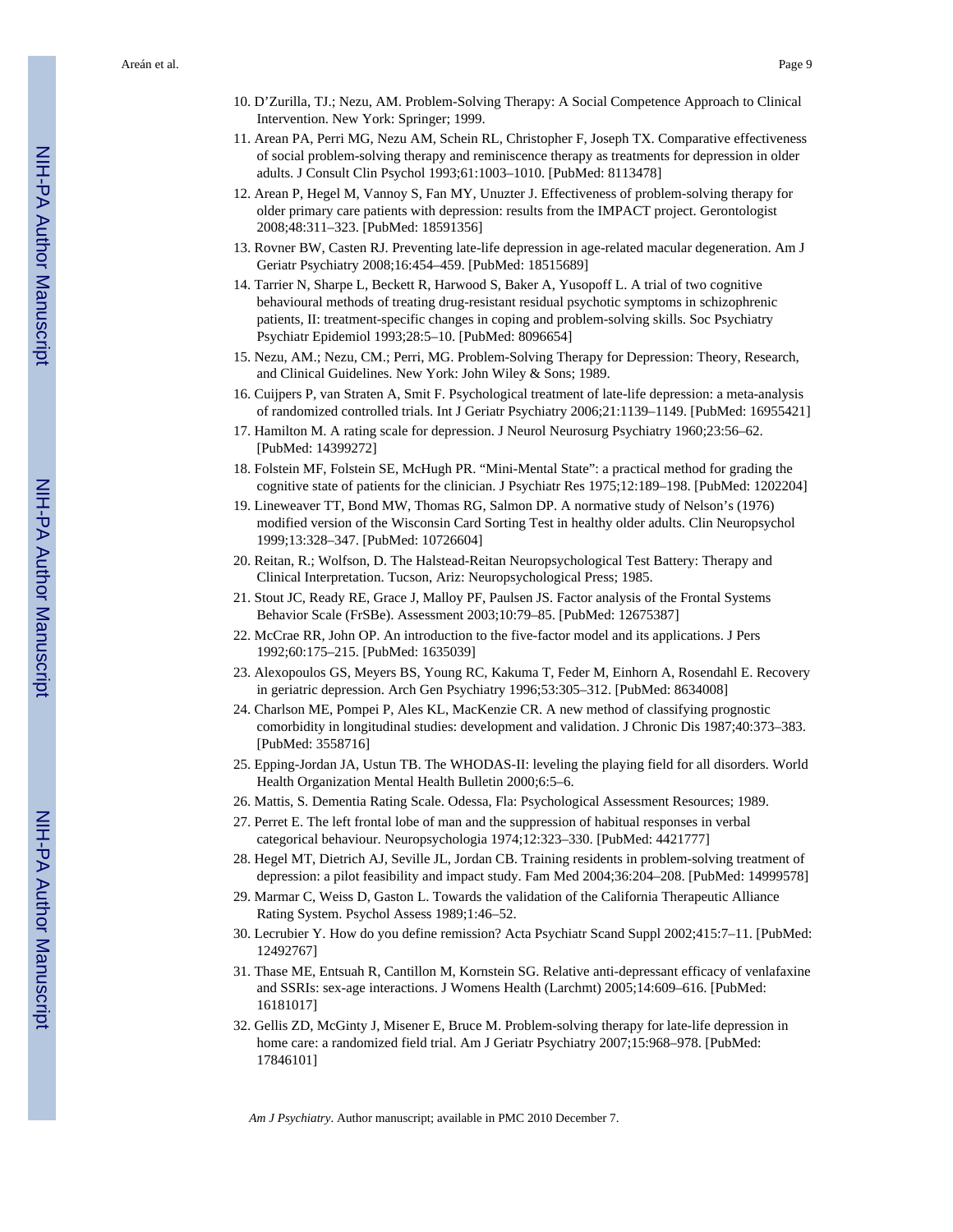10. D'Zurilla, TJ.; Nezu, AM. Problem-Solving Therapy: A Social Competence Approach to Clinical Intervention. New York: Springer; 1999.
11. Arean PA, Perri MG, Nezu AM, Schein RL, Christopher F, Joseph TX. Comparative effectiveness of social problem-solving therapy and reminiscence therapy as treatments for depression in older adults. J Consult Clin Psychol 1993;61:1003–1010. [PubMed: 8113478]
12. Arean P, Hegel M, Vannoy S, Fan MY, Unuzter J. Effectiveness of problem-solving therapy for older primary care patients with depression: results from the IMPACT project. Gerontologist 2008;48:311–323. [PubMed: 18591356]
13. Rovner BW, Casten RJ. Preventing late-life depression in age-related macular degeneration. Am J Geriatr Psychiatry 2008;16:454–459. [PubMed: 18515689]
14. Tarrier N, Sharpe L, Beckett R, Harwood S, Baker A, Yusopoff L. A trial of two cognitive behavioural methods of treating drug-resistant residual psychotic symptoms in schizophrenic patients, II: treatment-specific changes in coping and problem-solving skills. Soc Psychiatry Psychiatr Epidemiol 1993;28:5–10. [PubMed: 8096654]
15. Nezu, AM.; Nezu, CM.; Perri, MG. Problem-Solving Therapy for Depression: Theory, Research, and Clinical Guidelines. New York: John Wiley & Sons; 1989.
16. Cuijpers P, van Straten A, Smit F. Psychological treatment of late-life depression: a meta-analysis of randomized controlled trials. Int J Geriatr Psychiatry 2006;21:1139–1149. [PubMed: 16955421]
17. Hamilton M. A rating scale for depression. J Neurol Neurosurg Psychiatry 1960;23:56–62. [PubMed: 14399272]
18. Folstein MF, Folstein SE, McHugh PR. "Mini-Mental State": a practical method for grading the cognitive state of patients for the clinician. J Psychiatr Res 1975;12:189–198. [PubMed: 1202204]
19. Lineweaver TT, Bond MW, Thomas RG, Salmon DP. A normative study of Nelson's (1976) modified version of the Wisconsin Card Sorting Test in healthy older adults. Clin Neuropsychol 1999;13:328–347. [PubMed: 10726604]
20. Reitan, R.; Wolfson, D. The Halstead-Reitan Neuropsychological Test Battery: Therapy and Clinical Interpretation. Tucson, Ariz: Neuropsychological Press; 1985.
21. Stout JC, Ready RE, Grace J, Malloy PF, Paulsen JS. Factor analysis of the Frontal Systems Behavior Scale (FrSBe). Assessment 2003;10:79–85. [PubMed: 12675387]
22. McCrae RR, John OP. An introduction to the five-factor model and its applications. J Pers 1992;60:175–215. [PubMed: 1635039]
23. Alexopoulos GS, Meyers BS, Young RC, Kakuma T, Feder M, Einhorn A, Rosendahl E. Recovery in geriatric depression. Arch Gen Psychiatry 1996;53:305–312. [PubMed: 8634008]
24. Charlson ME, Pompei P, Ales KL, MacKenzie CR. A new method of classifying prognostic comorbidity in longitudinal studies: development and validation. J Chronic Dis 1987;40:373–383. [PubMed: 3558716]
25. Epping-Jordan JA, Ustun TB. The WHODAS-II: leveling the playing field for all disorders. World Health Organization Mental Health Bulletin 2000;6:5–6.
26. Mattis, S. Dementia Rating Scale. Odessa, Fla: Psychological Assessment Resources; 1989.
27. Perret E. The left frontal lobe of man and the suppression of habitual responses in verbal categorical behaviour. Neuropsychologia 1974;12:323–330. [PubMed: 4421777]
28. Hegel MT, Dietrich AJ, Seville JL, Jordan CB. Training residents in problem-solving treatment of depression: a pilot feasibility and impact study. Fam Med 2004;36:204–208. [PubMed: 14999578]
29. Marmar C, Weiss D, Gaston L. Towards the validation of the California Therapeutic Alliance Rating System. Psychol Assess 1989;1:46–52.
30. Lecrubier Y. How do you define remission? Acta Psychiatr Scand Suppl 2002;415:7–11. [PubMed: 12492767]
31. Thase ME, Entsuah R, Cantillon M, Kornstein SG. Relative anti-depressant efficacy of venlafaxine and SSRIs: sex-age interactions. J Womens Health (Larchmt) 2005;14:609–616. [PubMed: 16181017]
32. Gellis ZD, McGinty J, Misener E, Bruce M. Problem-solving therapy for late-life depression in home care: a randomized field trial. Am J Geriatr Psychiatry 2007;15:968–978. [PubMed: 17846101]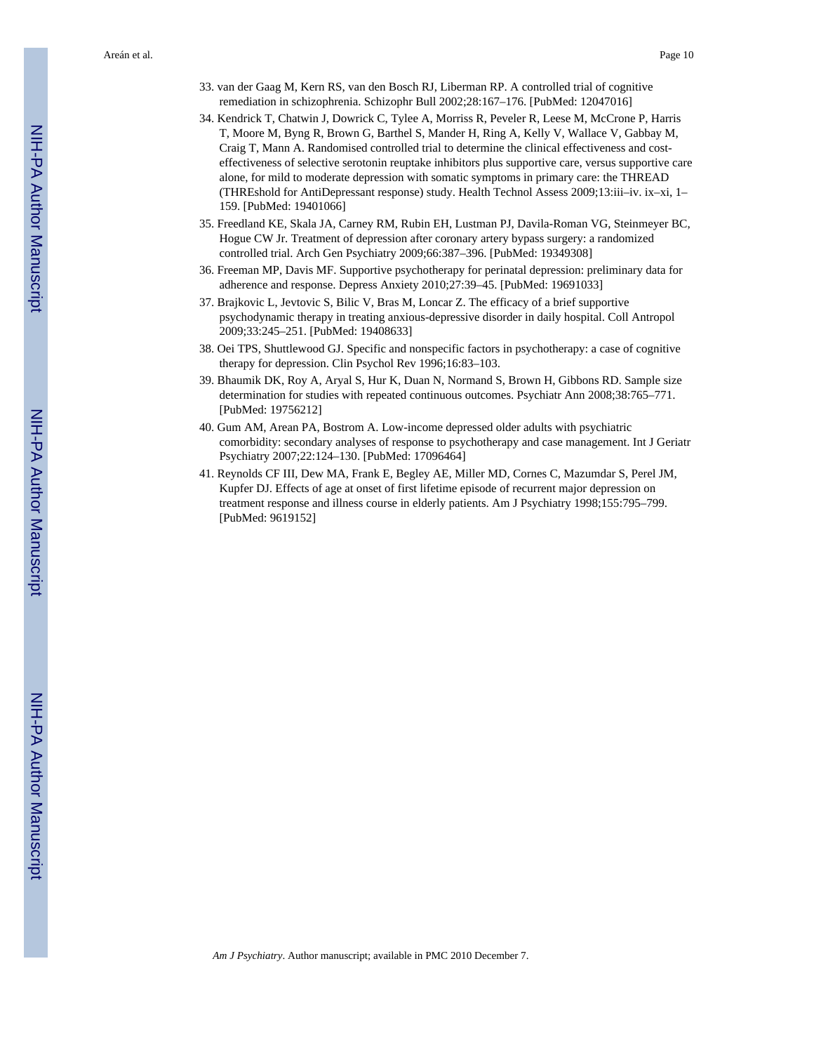33. van der Gaag M, Kern RS, van den Bosch RJ, Liberman RP. A controlled trial of cognitive remediation in schizophrenia. Schizophr Bull 2002;28:167–176. [PubMed: 12047016]
34. Kendrick T, Chatwin J, Dowrick C, Tylee A, Morriss R, Peveler R, Leese M, McCrone P, Harris T, Moore M, Byng R, Brown G, Barthel S, Mander H, Ring A, Kelly V, Wallace V, Gabbay M, Craig T, Mann A. Randomised controlled trial to determine the clinical effectiveness and cost-effectiveness of selective serotonin reuptake inhibitors plus supportive care, versus supportive care alone, for mild to moderate depression with somatic symptoms in primary care: the THREAD (THREshold for AntiDepressant response) study. Health Technol Assess 2009;13:iii–iv. ix–xi, 1–159. [PubMed: 19401066]
35. Freedland KE, Skala JA, Carney RM, Rubin EH, Lustman PJ, Davila-Roman VG, Steinmeyer BC, Hogue CW Jr. Treatment of depression after coronary artery bypass surgery: a randomized controlled trial. Arch Gen Psychiatry 2009;66:387–396. [PubMed: 19349308]
36. Freeman MP, Davis MF. Supportive psychotherapy for perinatal depression: preliminary data for adherence and response. Depress Anxiety 2010;27:39–45. [PubMed: 19691033]
37. Brajkovic L, Jevtovic S, Bilic V, Bras M, Loncar Z. The efficacy of a brief supportive psychodynamic therapy in treating anxious-depressive disorder in daily hospital. Coll Antropol 2009;33:245–251. [PubMed: 19408633]
38. Oei TPS, Shuttlewood GJ. Specific and nonspecific factors in psychotherapy: a case of cognitive therapy for depression. Clin Psychol Rev 1996;16:83–103.
39. Bhaumik DK, Roy A, Aryal S, Hur K, Duan N, Normand S, Brown H, Gibbons RD. Sample size determination for studies with repeated continuous outcomes. Psychiatr Ann 2008;38:765–771. [PubMed: 19756212]
40. Gum AM, Arean PA, Bostrom A. Low-income depressed older adults with psychiatric comorbidity: secondary analyses of response to psychotherapy and case management. Int J Geriatr Psychiatry 2007;22:124–130. [PubMed: 17096464]
41. Reynolds CF III, Dew MA, Frank E, Begley AE, Miller MD, Cornes C, Mazumdar S, Perel JM, Kupfer DJ. Effects of age at onset of first lifetime episode of recurrent major depression on treatment response and illness course in elderly patients. Am J Psychiatry 1998;155:795–799. [PubMed: 9619152]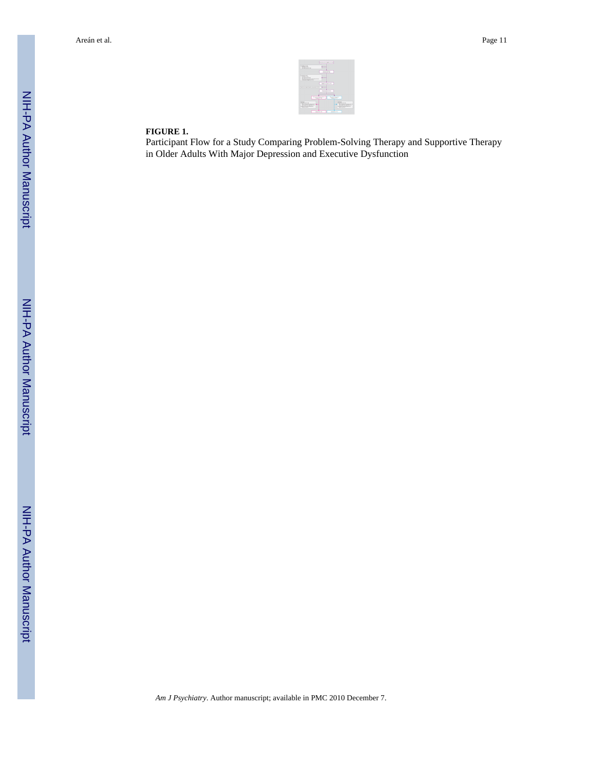**FIGURE 1.**

Participant Flow for a Study Comparing Problem-Solving Therapy and Supportive Therapy in Older Adults With Major Depression and Executive Dysfunction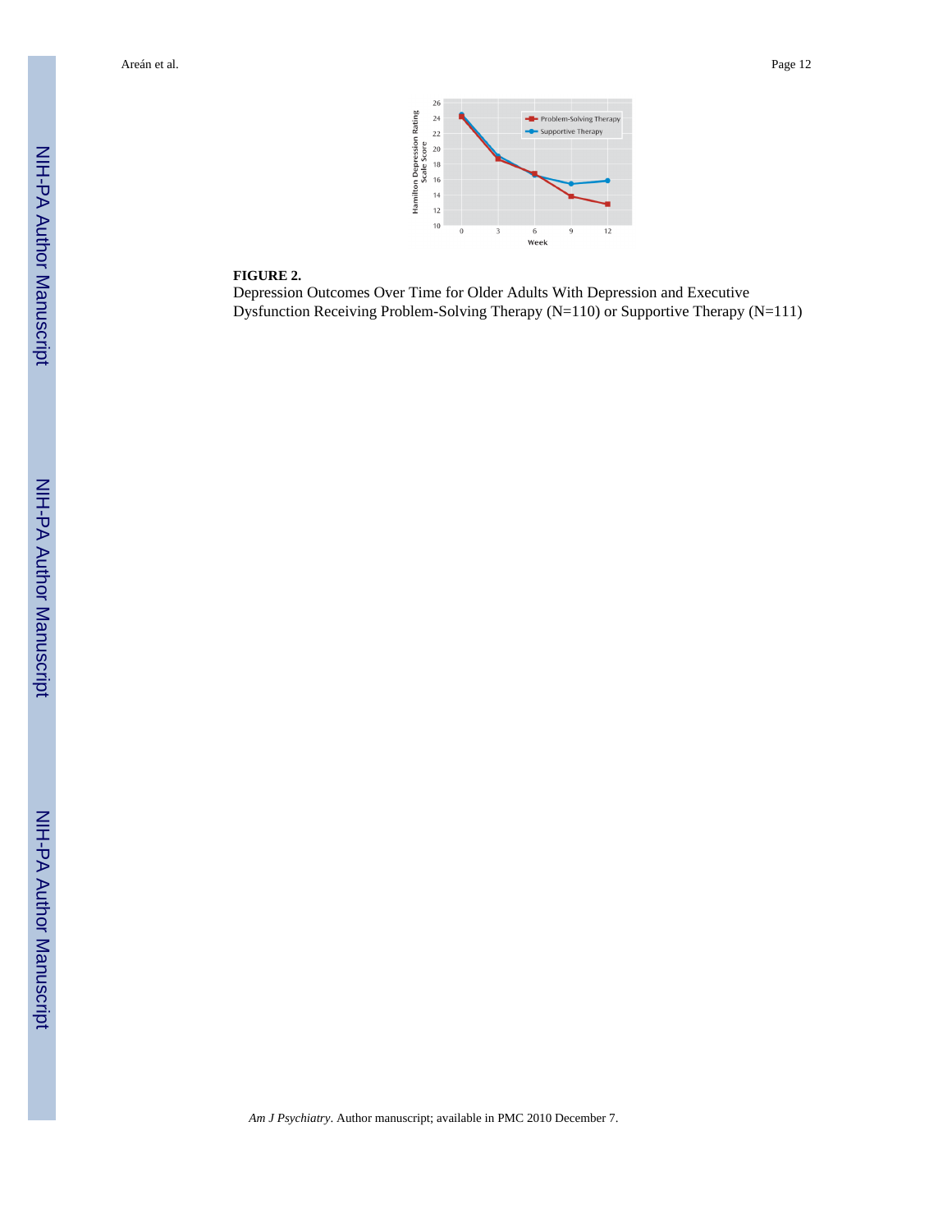**FIGURE 2.**

Depression Outcomes Over Time for Older Adults With Depression and Executive Dysfunction Receiving Problem-Solving Therapy (N=110) or Supportive Therapy (N=111)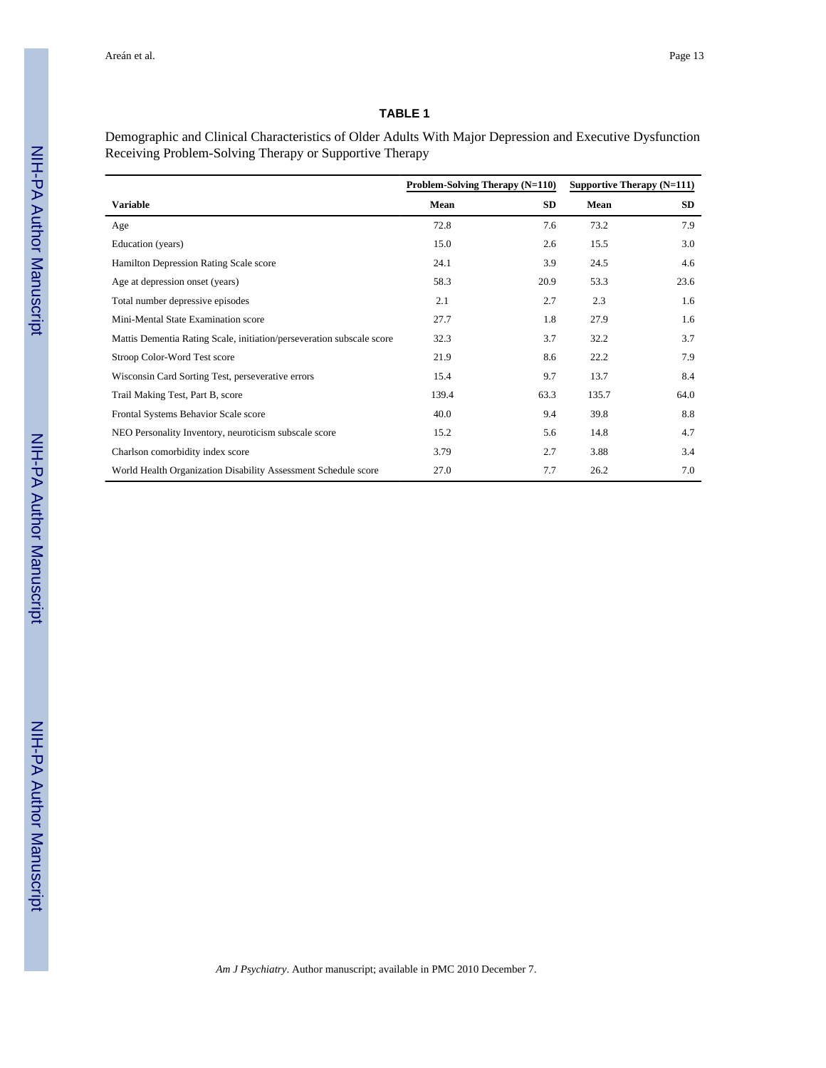# TABLE 1

Demographic and Clinical Characteristics of Older Adults With Major Depression and Executive Dysfunction Receiving Problem-Solving Therapy or Supportive Therapy

| | Problem-Solving Therapy (N=110) | | Supportive Therapy (N=111) | |
|---|---|---|---|---|
| **Variable** | **Mean** | **SD** | **Mean** | **SD** |
| Age | 72.8 | 7.6 | 73.2 | 7.9 |
| Education (years) | 15.0 | 2.6 | 15.5 | 3.0 |
| Hamilton Depression Rating Scale score | 24.1 | 3.9 | 24.5 | 4.6 |
| Age at depression onset (years) | 58.3 | 20.9 | 53.3 | 23.6 |
| Total number depressive episodes | 2.1 | 2.7 | 2.3 | 1.6 |
| Mini-Mental State Examination score | 27.7 | 1.8 | 27.9 | 1.6 |
| Mattis Dementia Rating Scale, initiation/perseveration subscale score | 32.3 | 3.7 | 32.2 | 3.7 |
| Stroop Color-Word Test score | 21.9 | 8.6 | 22.2 | 7.9 |
| Wisconsin Card Sorting Test, perseverative errors | 15.4 | 9.7 | 13.7 | 8.4 |
| Trail Making Test, Part B, score | 139.4 | 63.3 | 135.7 | 64.0 |
| Frontal Systems Behavior Scale score | 40.0 | 9.4 | 39.8 | 8.8 |
| NEO Personality Inventory, neuroticism subscale score | 15.2 | 5.6 | 14.8 | 4.7 |
| Charlson comorbidity index score | 3.79 | 2.7 | 3.88 | 3.4 |
| World Health Organization Disability Assessment Schedule score | 27.0 | 7.7 | 26.2 | 7.0 |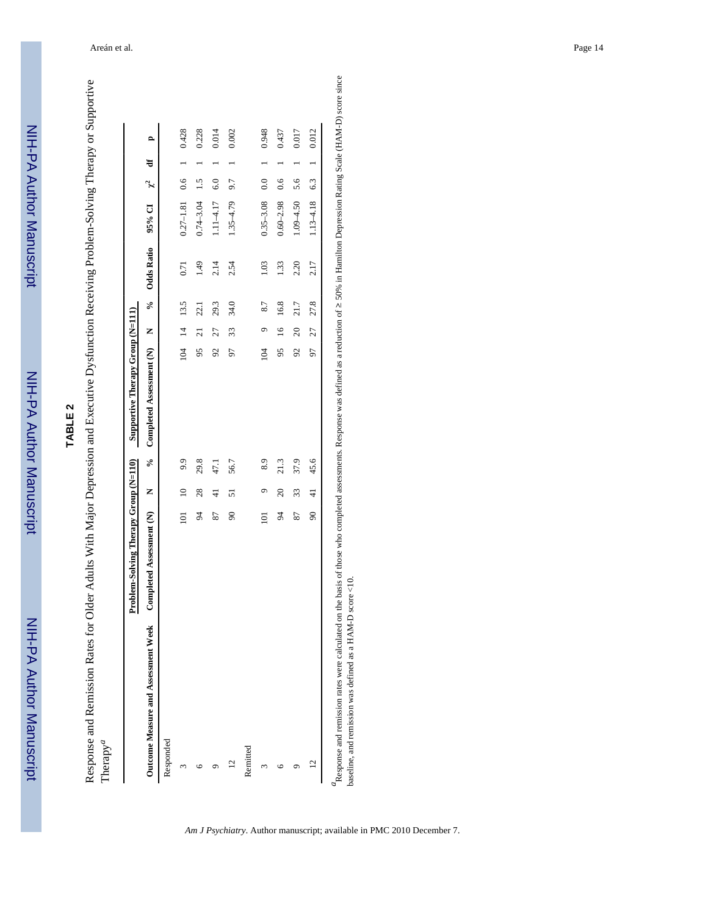## TABLE 2

Response and Remission Rates for Older Adults With Major Depression and Executive Dysfunction Receiving Problem-Solving Therapy or Supportive Therapy[a]

| Outcome Measure and Assessment Week | Problem-Solving Therapy Group (N=110) | | | Supportive Therapy Group (N=111) | | | Odds Ratio | 95% CI | $\chi^2$ | df | p |
|---|---|---|---|---|---|---|---|---|---|---|---|
| | Completed Assessment (N) | N | % | Completed Assessment (N) | N | % | | | | | |
| Responded | | | | | | | | | | | |
| 3 | 101 | 10 | 9.9 | 104 | 14 | 13.5 | 0.71 | 0.27–1.81 | 0.6 | 1 | 0.428 |
| 6 | 94 | 28 | 29.8 | 95 | 21 | 22.1 | 1.49 | 0.74–3.04 | 1.5 | 1 | 0.228 |
| 9 | 87 | 41 | 47.1 | 92 | 27 | 29.3 | 2.14 | 1.11–4.17 | 6.0 | 1 | 0.014 |
| 12 | 90 | 51 | 56.7 | 97 | 33 | 34.0 | 2.54 | 1.35–4.79 | 9.7 | 1 | 0.002 |
| Remitted | | | | | | | | | | | |
| 3 | 101 | 9 | 8.9 | 104 | 9 | 8.7 | 1.03 | 0.35–3.08 | 0.0 | 1 | 0.948 |
| 6 | 94 | 20 | 21.3 | 95 | 16 | 16.8 | 1.33 | 0.60–2.98 | 0.6 | 1 | 0.437 |
| 9 | 87 | 33 | 37.9 | 92 | 20 | 21.7 | 2.20 | 1.09–4.50 | 5.6 | 1 | 0.017 |
| 12 | 90 | 41 | 45.6 | 97 | 27 | 27.8 | 2.17 | 1.13–4.18 | 6.3 | 1 | 0.012 |

[a] Response and remission rates were calculated on the basis of those who completed assessments. Response was defined as a reduction of ≥ 50% in Hamilton Depression Rating Scale (HAM-D) score since baseline, and remission was defined as a HAM-D score <10.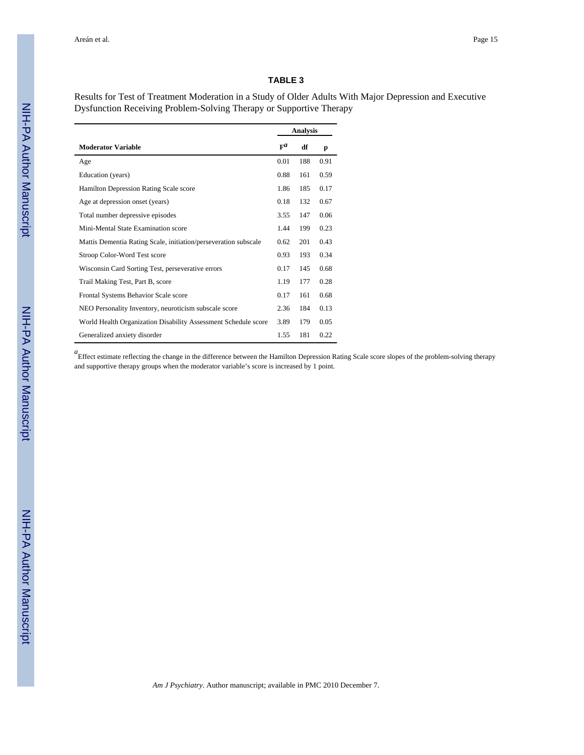## TABLE 3

Results for Test of Treatment Moderation in a Study of Older Adults With Major Depression and Executive Dysfunction Receiving Problem-Solving Therapy or Supportive Therapy

| | Analysis | | |
|---|---|---|---|
| **Moderator Variable** | $F^{a}$ | df | p |
| Age | 0.01 | 188 | 0.91 |
| Education (years) | 0.88 | 161 | 0.59 |
| Hamilton Depression Rating Scale score | 1.86 | 185 | 0.17 |
| Age at depression onset (years) | 0.18 | 132 | 0.67 |
| Total number depressive episodes | 3.55 | 147 | 0.06 |
| Mini-Mental State Examination score | 1.44 | 199 | 0.23 |
| Mattis Dementia Rating Scale, initiation/perseveration subscale | 0.62 | 201 | 0.43 |
| Stroop Color-Word Test score | 0.93 | 193 | 0.34 |
| Wisconsin Card Sorting Test, perseverative errors | 0.17 | 145 | 0.68 |
| Trail Making Test, Part B, score | 1.19 | 177 | 0.28 |
| Frontal Systems Behavior Scale score | 0.17 | 161 | 0.68 |
| NEO Personality Inventory, neuroticism subscale score | 2.36 | 184 | 0.13 |
| World Health Organization Disability Assessment Schedule score | 3.89 | 179 | 0.05 |
| Generalized anxiety disorder | 1.55 | 181 | 0.22 |

[a] Effect estimate reflecting the change in the difference between the Hamilton Depression Rating Scale score slopes of the problem-solving therapy and supportive therapy groups when the moderator variable's score is increased by 1 point.